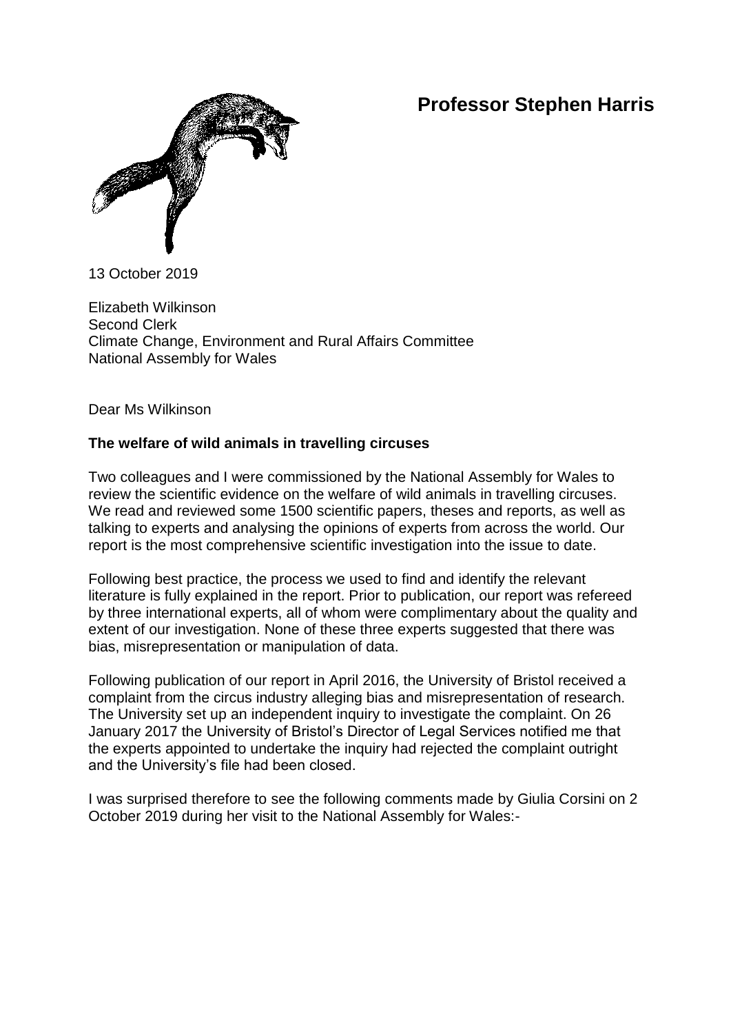# Professor Stephen Harris

13 October 2019

Elizabeth Wilkinson
Second Clerk
Climate Change, Environment and Rural Affairs Committee
National Assembly for Wales

Dear Ms Wilkinson

**The welfare of wild animals in travelling circuses**

Two colleagues and I were commissioned by the National Assembly for Wales to review the scientific evidence on the welfare of wild animals in travelling circuses. We read and reviewed some 1500 scientific papers, theses and reports, as well as talking to experts and analysing the opinions of experts from across the world. Our report is the most comprehensive scientific investigation into the issue to date.

Following best practice, the process we used to find and identify the relevant literature is fully explained in the report. Prior to publication, our report was refereed by three international experts, all of whom were complimentary about the quality and extent of our investigation. None of these three experts suggested that there was bias, misrepresentation or manipulation of data.

Following publication of our report in April 2016, the University of Bristol received a complaint from the circus industry alleging bias and misrepresentation of research. The University set up an independent inquiry to investigate the complaint. On 26 January 2017 the University of Bristol's Director of Legal Services notified me that the experts appointed to undertake the inquiry had rejected the complaint outright and the University's file had been closed.

I was surprised therefore to see the following comments made by Giulia Corsini on 2 October 2019 during her visit to the National Assembly for Wales:-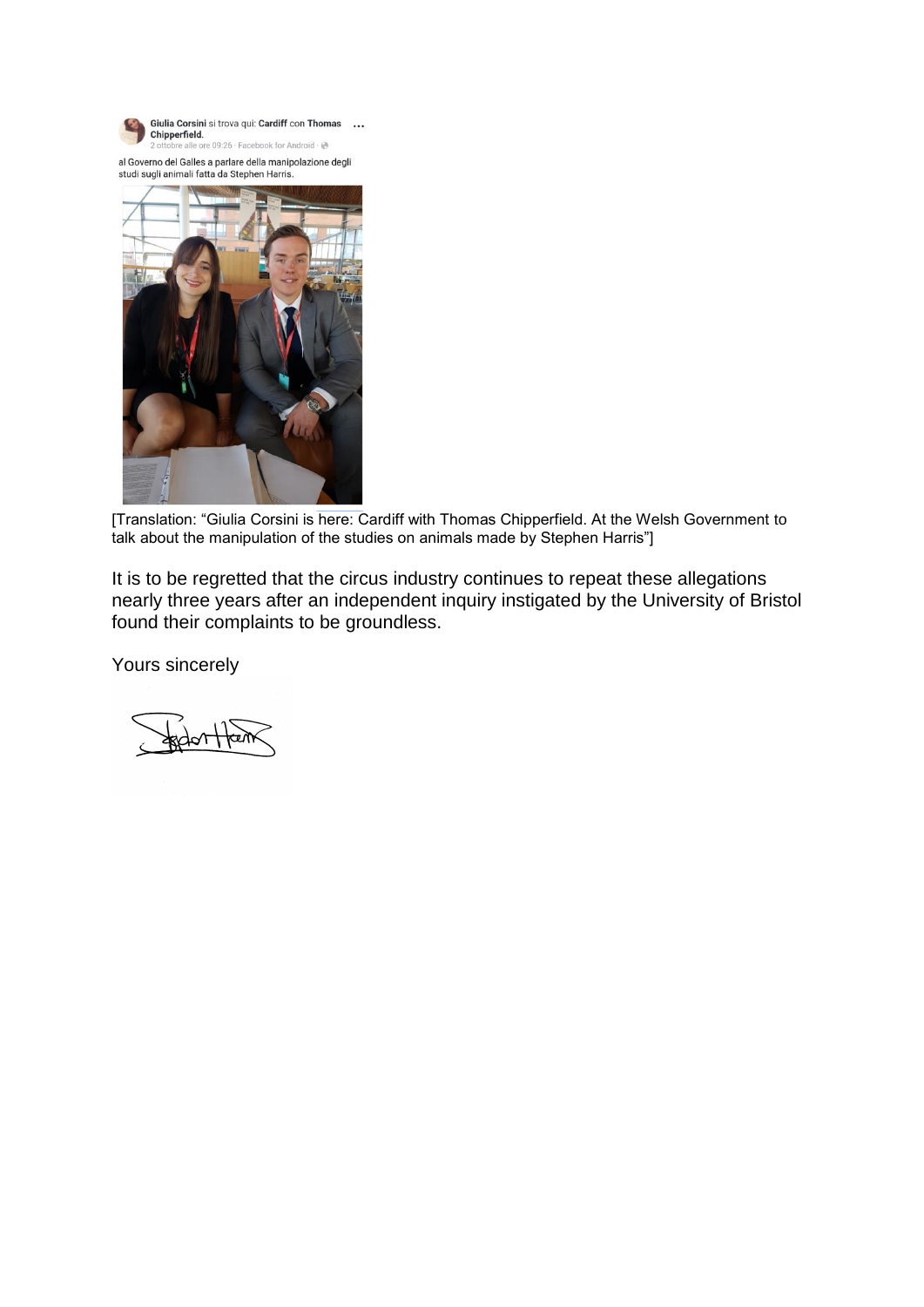Giulia Corsini si trova qui: Cardiff con Thomas Chipperfield.
2 ottobre alle ore 09:26 · Facebook for Android

al Governo del Galles a parlare della manipolazione degli studi sugli animali fatta da Stephen Harris.

[Translation: "Giulia Corsini is here: Cardiff with Thomas Chipperfield. At the Welsh Government to talk about the manipulation of the studies on animals made by Stephen Harris"]

It is to be regretted that the circus industry continues to repeat these allegations nearly three years after an independent inquiry instigated by the University of Bristol found their complaints to be groundless.

Yours sincerely